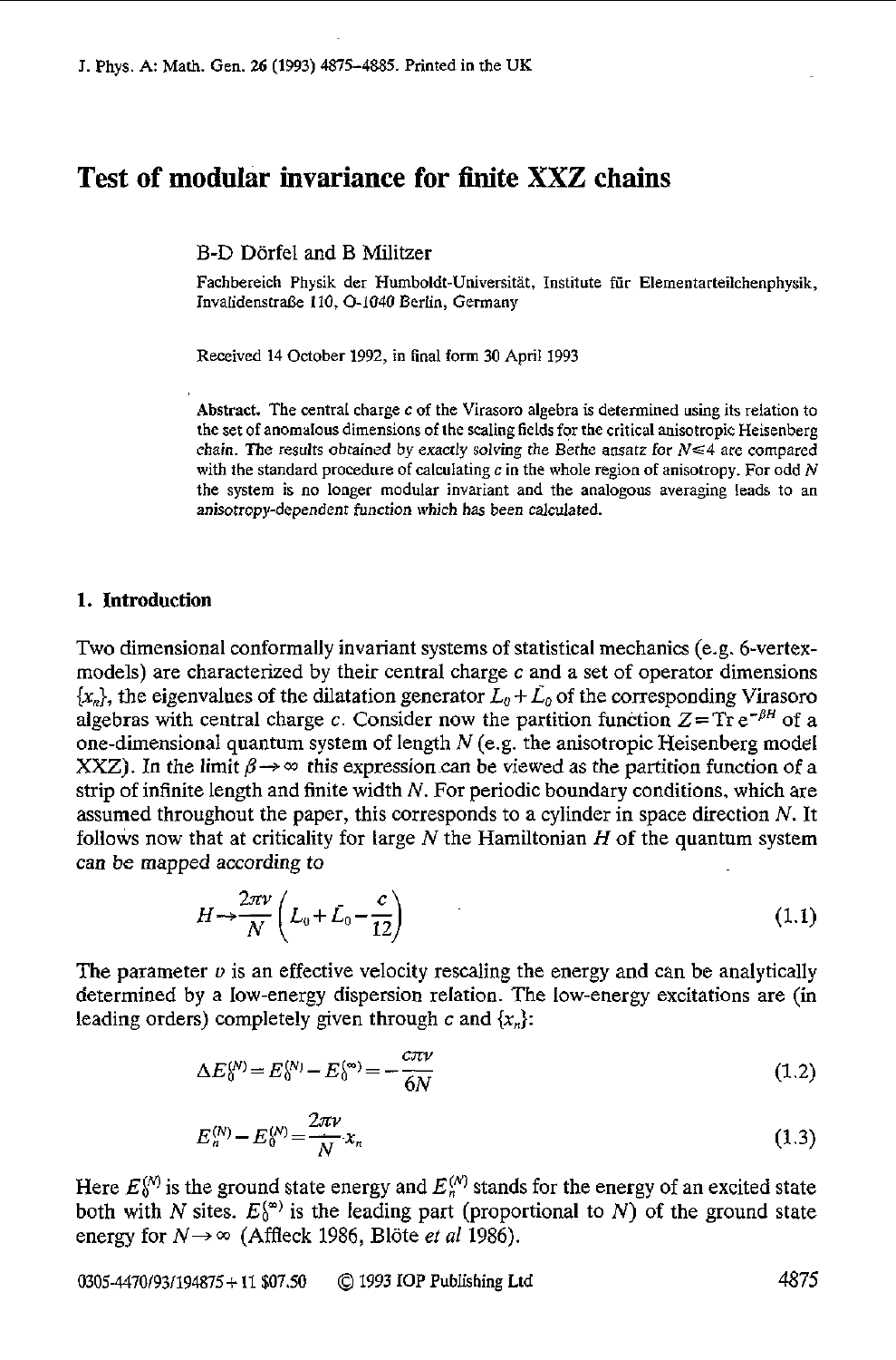# Test of modular invariance for finite XXZ chains

B-D Dörfel and B Militzer

Fachbereich Physik der Humboldt-Universität, Institute für Elementarteilchenphysik, Invalidenstraße 110, O-1040 Berlin, Germany

Received 14 October 1992, in final form 30 April 1993

**Abstract.** The central charge $c$ of the Virasoro algebra is determined using its relation to the set of anomalous dimensions of the scaling fields for the critical anisotropic Heisenberg chain. The results obtained by exactly solving the Bethe ansatz for $N \leqslant 4$ are compared with the standard procedure of calculating $c$ in the whole region of anisotropy. For odd $N$ the system is no longer modular invariant and the analogous averaging leads to an anisotropy-dependent function which has been calculated.

## 1. Introduction

Two dimensional conformally invariant systems of statistical mechanics (e.g. 6-vertex-models) are characterized by their central charge $c$ and a set of operator dimensions $\{x_n\}$, the eigenvalues of the dilatation generator $L_0 + \bar{L}_0$ of the corresponding Virasoro algebras with central charge $c$. Consider now the partition function $Z = \operatorname{Tr} e^{-\beta H}$ of a one-dimensional quantum system of length $N$ (e.g. the anisotropic Heisenberg model XXZ). In the limit $\beta \to \infty$ this expression can be viewed as the partition function of a strip of infinite length and finite width $N$. For periodic boundary conditions, which are assumed throughout the paper, this corresponds to a cylinder in space direction $N$. It follows now that at criticality for large $N$ the Hamiltonian $H$ of the quantum system can be mapped according to

$$H \to \frac{2\pi v}{N}\left(L_0 + \bar{L}_0 - \frac{c}{12}\right) \tag{1.1}$$

The parameter $v$ is an effective velocity rescaling the energy and can be analytically determined by a low-energy dispersion relation. The low-energy excitations are (in leading orders) completely given through $c$ and $\{x_n\}$:

$$\Delta E_0^{(N)} = E_0^{(N)} - E_0^{(\infty)} = -\frac{c\pi v}{6N} \tag{1.2}$$

$$E_n^{(N)} - E_0^{(N)} = \frac{2\pi v}{N} x_n \tag{1.3}$$

Here $E_0^{(N)}$ is the ground state energy and $E_n^{(N)}$ stands for the energy of an excited state both with $N$ sites. $E_0^{(\infty)}$ is the leading part (proportional to $N$) of the ground state energy for $N \to \infty$ (Affleck 1986, Blöte *et al* 1986).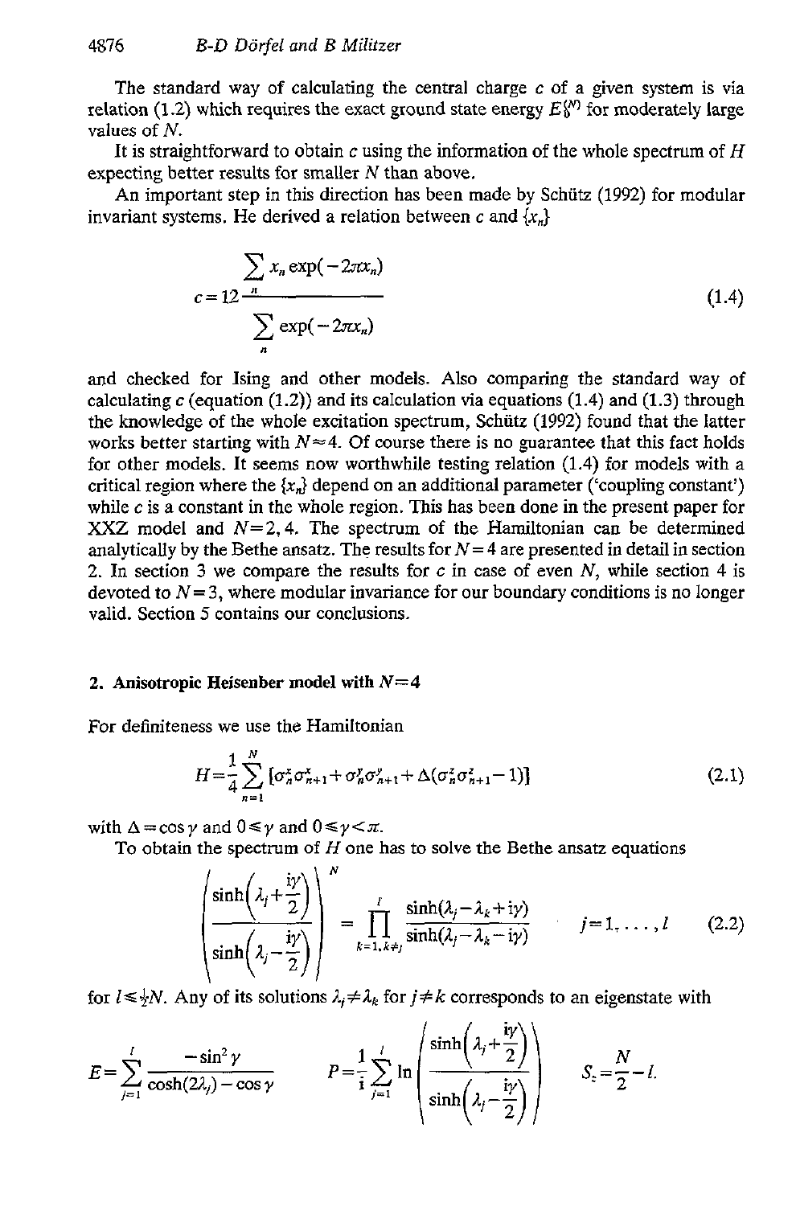The standard way of calculating the central charge $c$ of a given system is via relation (1.2) which requires the exact ground state energy $E_0^{(N)}$ for moderately large values of $N$.

It is straightforward to obtain $c$ using the information of the whole spectrum of $H$ expecting better results for smaller $N$ than above.

An important step in this direction has been made by Schütz (1992) for modular invariant systems. He derived a relation between $c$ and $\{x_n\}$

$$c = 12 \frac{\sum_n x_n \exp(-2\pi x_n)}{\sum_n \exp(-2\pi x_n)} \tag{1.4}$$

and checked for Ising and other models. Also comparing the standard way of calculating $c$ (equation (1.2)) and its calculation via equations (1.4) and (1.3) through the knowledge of the whole excitation spectrum, Schütz (1992) found that the latter works better starting with $N \approx 4$. Of course there is no guarantee that this fact holds for other models. It seems now worthwhile testing relation (1.4) for models with a critical region where the $\{x_n\}$ depend on an additional parameter ('coupling constant') while $c$ is a constant in the whole region. This has been done in the present paper for XXZ model and $N = 2, 4$. The spectrum of the Hamiltonian can be determined analytically by the Bethe ansatz. The results for $N = 4$ are presented in detail in section 2. In section 3 we compare the results for $c$ in case of even $N$, while section 4 is devoted to $N = 3$, where modular invariance for our boundary conditions is no longer valid. Section 5 contains our conclusions.

## 2. Anisotropic Heisenberg model with $N = 4$

For definiteness we use the Hamiltonian

$$H = \frac{1}{4} \sum_{n=1}^{N} [\sigma_n^x \sigma_{n+1}^x + \sigma_n^y \sigma_{n+1}^y + \Delta(\sigma_n^z \sigma_{n+1}^z - 1)] \tag{2.1}$$

with $\Delta = \cos\gamma$ and $0 \leqslant \gamma$ and $0 \leqslant \gamma < \pi$.

To obtain the spectrum of $H$ one has to solve the Bethe ansatz equations

$$\left( \frac{\sinh\left(\lambda_j + \frac{i\gamma}{2}\right)}{\sinh\left(\lambda_j - \frac{i\gamma}{2}\right)} \right)^N = \prod_{k=1, k \neq j}^{l} \frac{\sinh(\lambda_j - \lambda_k + i\gamma)}{\sinh(\lambda_j - \lambda_k - i\gamma)} \qquad j = 1, \ldots, l \tag{2.2}$$

for $l \leqslant \frac{1}{2}N$. Any of its solutions $\lambda_j \neq \lambda_k$ for $j \neq k$ corresponds to an eigenstate with

$$E = \sum_{j=1}^{l} \frac{-\sin^2\gamma}{\cosh(2\lambda_j) - \cos\gamma} \qquad P = \frac{1}{i} \sum_{j=1}^{l} \ln \left( \frac{\sinh\left(\lambda_j + \frac{i\gamma}{2}\right)}{\sinh\left(\lambda_j - \frac{i\gamma}{2}\right)} \right) \qquad S_z = \frac{N}{2} - l.$$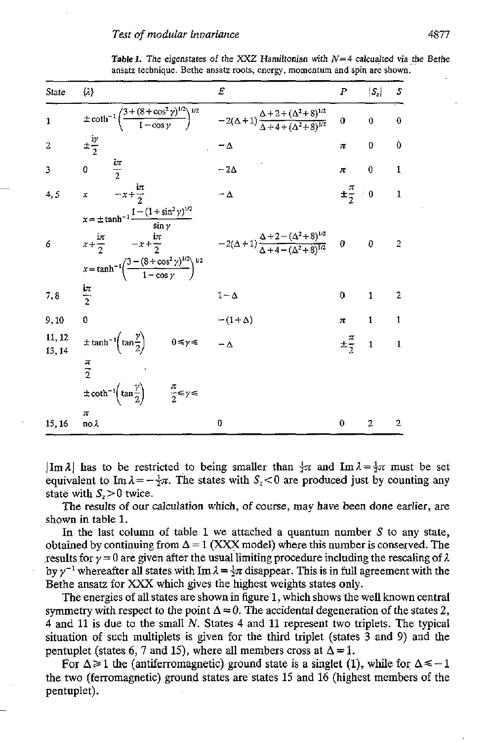**Table 1.** The eigenstates of the XXZ Hamiltonian with $N=4$ calcualted via the Bethe ansatz technique. Bethe ansatz roots, energy, momentum and spin are shown.

| State | $\{\lambda\}$ | $E$ | $P$ | $\lvert S_z\rvert$ | $S$ |
|---|---|---|---|---|---|
| 1 | $\pm\coth^{-1}\left(\frac{3+(8+\cos^2\gamma)^{1/2}}{1-\cos\gamma}\right)^{1/2}$ | $-2(\Delta+1)\frac{\Delta+2+(\Delta^2+8)^{1/2}}{\Delta+4+(\Delta^2+8)^{1/2}}$ | 0 | 0 | 0 |
| 2 | $\pm\frac{i\gamma}{2}$ | $-\Delta$ | $\pi$ | 0 | 0 |
| 3 | $0 \quad \frac{i\pi}{2}$ | $-2\Delta$ | $\pi$ | 0 | 1 |
| 4, 5 | $x \quad -x+\frac{i\pi}{2}$ <br> $x=\pm\tanh^{-1}\frac{1-(1+\sin^2\gamma)^{1/2}}{\sin\gamma}$ | $-\Delta$ | $\pm\frac{\pi}{2}$ | 0 | 1 |
| 6 | $x+\frac{i\pi}{2} \quad -x+\frac{i\pi}{2}$ <br> $x=\tanh^{-1}\left(\frac{3-(8+\cos^2\gamma)^{1/2}}{1-\cos\gamma}\right)^{1/2}$ | $-2(\Delta+1)\frac{\Delta+2-(\Delta^2+8)^{1/2}}{\Delta+4-(\Delta^2+8)^{1/2}}$ | 0 | 0 | 2 |
| 7, 8 | $\frac{i\pi}{2}$ | $1-\Delta$ | 0 | 1 | 2 |
| 9, 10 | 0 | $-(1+\Delta)$ | $\pi$ | 1 | 1 |
| 11, 12 <br> 13, 14 | $\pm\tanh^{-1}\left(\tan\frac{\gamma}{2}\right) \quad 0\leqslant\gamma\leqslant\frac{\pi}{2}$ <br> $\pm\coth^{-1}\left(\tan\frac{\gamma}{2}\right) \quad \frac{\pi}{2}\leqslant\gamma\leqslant\pi$ | $-\Delta$ | $\pm\frac{\pi}{2}$ | 1 | 1 |
| 15, 16 | no $\lambda$ | 0 | 0 | 2 | 2 |

$\lvert\mathrm{Im}\,\lambda\rvert$ has to be restricted to being smaller than $\frac{1}{2}\pi$ and $\mathrm{Im}\,\lambda=\frac{1}{2}\pi$ must be set equivalent to $\mathrm{Im}\,\lambda=-\frac{1}{2}\pi$. The states with $S_z<0$ are produced just by counting any state with $S_z>0$ twice.

The results of our calculation which, of course, may have been done earlier, are shown in table 1.

In the last column of table 1 we attached a quantum number $S$ to any state, obtained by continuing from $\Delta=1$ (XXX model) where this number is conserved. The results for $\gamma=0$ are given after the usual limiting procedure including the rescaling of $\lambda$ by $\gamma^{-1}$ whereafter all states with $\mathrm{Im}\,\lambda=\frac{1}{2}\pi$ disappear. This is in full agreement with the Bethe ansatz for XXX which gives the highest weights states only.

The energies of all states are shown in figure 1, which shows the well known central symmetry with respect to the point $\Delta=0$. The accidental degeneration of the states 2, 4 and 11 is due to the small $N$. States 4 and 11 represent two triplets. The typical situation of such multiplets is given for the third triplet (states 3 and 9) and the pentuplet (states 6, 7 and 15), where all members cross at $\Delta=1$.

For $\Delta\geqslant1$ the (antiferromagnetic) ground state is a singlet (1), while for $\Delta\leqslant-1$ the two (ferromagnetic) ground states are states 15 and 16 (highest members of the pentuplet).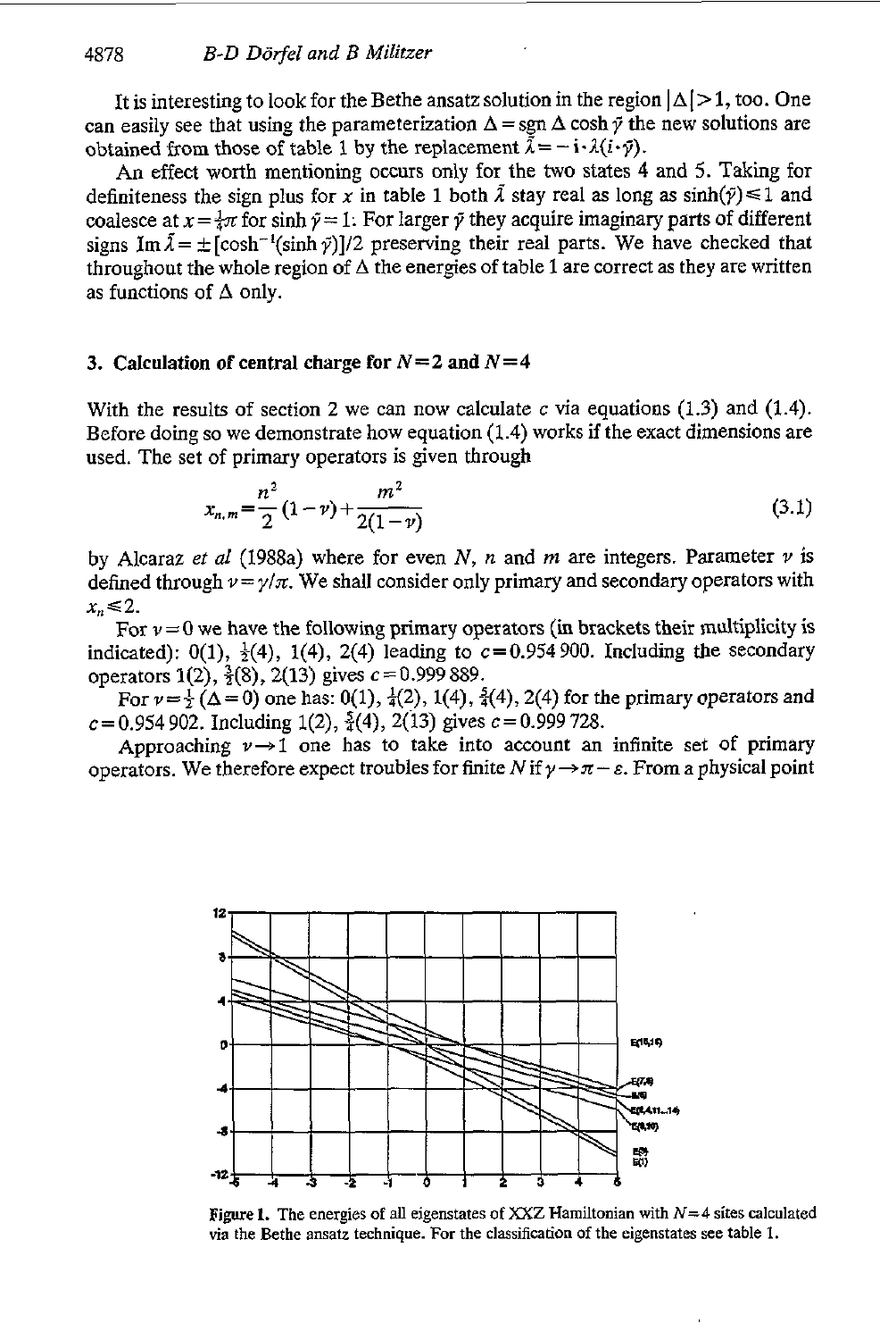It is interesting to look for the Bethe ansatz solution in the region $|\Delta|>1$, too. One can easily see that using the parameterization $\Delta = \text{sgn}\,\Delta \cosh\tilde{\gamma}$ the new solutions are obtained from those of table 1 by the replacement $\tilde{\lambda} = -\mathrm{i}\cdot\lambda(i\cdot\tilde{\gamma})$.

An effect worth mentioning occurs only for the two states 4 and 5. Taking for definiteness the sign plus for $x$ in table 1 both $\tilde{\lambda}$ stay real as long as $\sinh(\tilde{\gamma}) \leq 1$ and coalesce at $x = \frac{1}{4}\pi$ for $\sinh\tilde{\gamma} = 1$: For larger $\tilde{\gamma}$ they acquire imaginary parts of different signs $\operatorname{Im}\tilde{\lambda} = \pm[\cosh^{-1}(\sinh\tilde{\gamma})]/2$ preserving their real parts. We have checked that throughout the whole region of $\Delta$ the energies of table 1 are correct as they are written as functions of $\Delta$ only.

## 3. Calculation of central charge for $N=2$ and $N=4$

With the results of section 2 we can now calculate $c$ via equations (1.3) and (1.4). Before doing so we demonstrate how equation (1.4) works if the exact dimensions are used. The set of primary operators is given through

$$x_{n,m} = \frac{n^2}{2}(1-\nu) + \frac{m^2}{2(1-\nu)} \tag{3.1}$$

by Alcaraz *et al* (1988a) where for even $N$, $n$ and $m$ are integers. Parameter $\nu$ is defined through $\nu = \gamma/\pi$. We shall consider only primary and secondary operators with $x_n \leq 2$.

For $\nu = 0$ we have the following primary operators (in brackets their multiplicity is indicated): 0(1), $\frac{1}{2}$(4), 1(4), 2(4) leading to $c = 0.954\,900$. Including the secondary operators 1(2), $\frac{3}{2}$(8), 2(13) gives $c = 0.999\,889$.

For $\nu = \frac{1}{2}$ ($\Delta = 0$) one has: 0(1), $\frac{1}{4}$(2), 1(4), $\frac{5}{4}$(4), 2(4) for the primary operators and $c = 0.954\,902$. Including 1(2), $\frac{5}{4}$(4), 2(13) gives $c = 0.999\,728$.

Approaching $\nu \to 1$ one has to take into account an infinite set of primary operators. We therefore expect troubles for finite $N$ if $\gamma \to \pi - \varepsilon$. From a physical point

**Figure 1.** The energies of all eigenstates of XXZ Hamiltonian with $N=4$ sites calculated via the Bethe ansatz technique. For the classification of the eigenstates see table 1.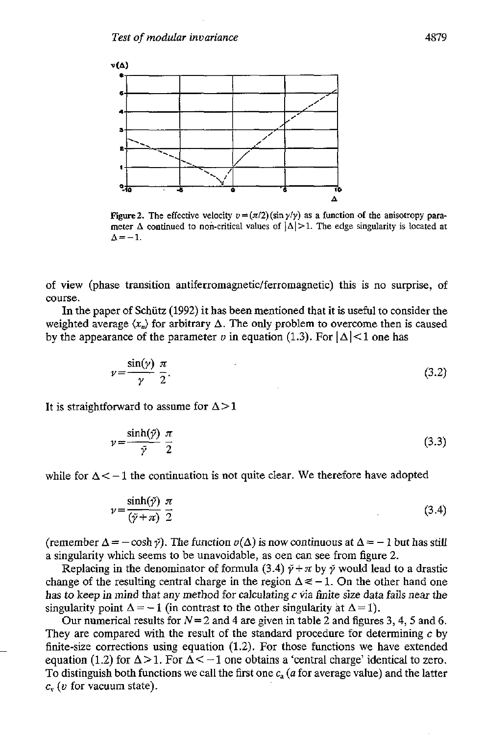Figure 2. The effective velocity $v=(\pi/2)(\sin\gamma/\gamma)$ as a function of the anisotropy parameter $\Delta$ continued to non-critical values of $|\Delta|>1$. The edge singularity is located at $\Delta=-1$.

of view (phase transition antiferromagnetic/ferromagnetic) this is no surprise, of course.

In the paper of Schütz (1992) it has been mentioned that it is useful to consider the weighted average $\langle x_n \rangle$ for arbitrary $\Delta$. The only problem to overcome then is caused by the appearance of the parameter $v$ in equation (1.3). For $|\Delta|<1$ one has

$$v=\frac{\sin(\gamma)}{\gamma}\frac{\pi}{2}. \tag{3.2}$$

It is straightforward to assume for $\Delta>1$

$$v=\frac{\sinh(\tilde{\gamma})}{\tilde{\gamma}}\frac{\pi}{2} \tag{3.3}$$

while for $\Delta<-1$ the continuation is not quite clear. We therefore have adopted

$$v=\frac{\sinh(\tilde{\gamma})}{(\tilde{\gamma}+\pi)}\frac{\pi}{2} \tag{3.4}$$

(remember $\Delta=-\cosh\tilde{\gamma}$). The function $v(\Delta)$ is now continuous at $\Delta=-1$ but has still a singularity which seems to be unavoidable, as oen can see from figure 2.

Replacing in the denominator of formula (3.4) $\tilde{\gamma}+\pi$ by $\tilde{\gamma}$ would lead to a drastic change of the resulting central charge in the region $\Delta \lessdot -1$. On the other hand one has to keep in mind that any method for calculating $c$ via finite size data fails near the singularity point $\Delta=-1$ (in contrast to the other singularity at $\Delta=1$).

Our numerical results for $N=2$ and 4 are given in table 2 and figures 3, 4, 5 and 6. They are compared with the result of the standard procedure for determining $c$ by finite-size corrections using equation (1.2). For those functions we have extended equation (1.2) for $\Delta>1$. For $\Delta<-1$ one obtains a 'central charge' identical to zero. To distinguish both functions we call the first one $c_a$ ($a$ for average value) and the latter $c_v$ ($v$ for vacuum state).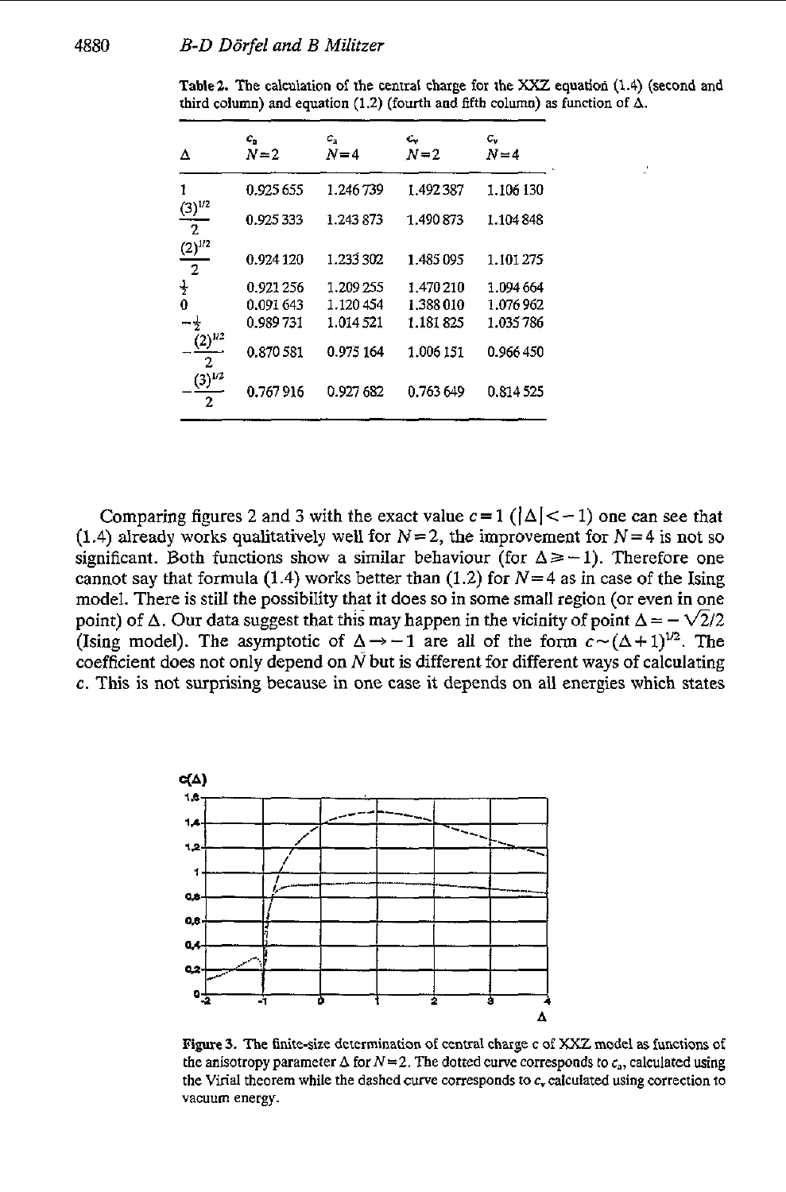**Table 2.** The calculation of the central charge for the XXZ equation (1.4) (second and third column) and equation (1.2) (fourth and fifth column) as function of $\Delta$.

| $\Delta$ | $c_a$ $N=2$ | $c_a$ $N=4$ | $c_v$ $N=2$ | $c_v$ $N=4$ |
|---|---|---|---|---|
| 1 | 0.925 655 | 1.246 739 | 1.492 387 | 1.106 130 |
| $\frac{(3)^{1/2}}{2}$ | 0.925 333 | 1.243 873 | 1.490 873 | 1.104 848 |
| $\frac{(2)^{1/2}}{2}$ | 0.924 120 | 1.233 302 | 1.485 095 | 1.101 275 |
| $\frac{1}{2}$ | 0.921 256 | 1.209 255 | 1.470 210 | 1.094 664 |
| 0 | 0.091 643 | 1.120 454 | 1.388 010 | 1.076 962 |
| $-\frac{1}{2}$ | 0.989 731 | 1.014 521 | 1.181 825 | 1.035 786 |
| $-\frac{(2)^{1/2}}{2}$ | 0.870 581 | 0.975 164 | 1.006 151 | 0.966 450 |
| $-\frac{(3)^{1/2}}{2}$ | 0.767 916 | 0.927 682 | 0.763 649 | 0.814 525 |

Comparing figures 2 and 3 with the exact value $c=1$ ($|\Delta|<-1$) one can see that (1.4) already works qualitatively well for $N=2$, the improvement for $N=4$ is not so significant. Both functions show a similar behaviour (for $\Delta \geqslant -1$). Therefore one cannot say that formula (1.4) works better than (1.2) for $N=4$ as in case of the Ising model. There is still the possibility that it does so in some small region (or even in one point) of $\Delta$. Our data suggest that this may happen in the vicinity of point $\Delta = -\sqrt{2}/2$ (Ising model). The asymptotic of $\Delta \rightarrow -1$ are all of the form $c \sim (\Delta+1)^{1/2}$. The coefficient does not only depend on $N$ but is different for different ways of calculating $c$. This is not surprising because in one case it depends on all energies which states

**Figure 3.** The finite-size determination of central charge c of XXZ model as functions of the anisotropy parameter $\Delta$ for $N=2$. The dotted curve corresponds to $c_a$, calculated using the Virial theorem while the dashed curve corresponds to $c_v$ calculated using correction to vacuum energy.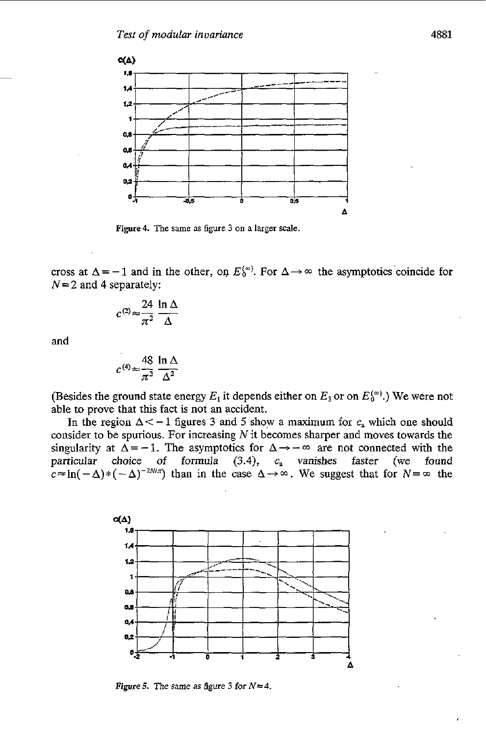Figure 4. The same as figure 3 on a larger scale.

cross at $\Delta = -1$ and in the other, on $E_0^{(\infty)}$. For $\Delta \to \infty$ the asymptotics coincide for $N = 2$ and 4 separately:

$$c^{(2)} \approx \frac{24}{\pi^2} \frac{\ln \Delta}{\Delta}$$

and

$$c^{(4)} \approx \frac{48}{\pi^2} \frac{\ln \Delta}{\Delta^2}$$

(Besides the ground state energy $E_1$ it depends either on $E_3$ or on $E_0^{(\infty)}$.) We were not able to prove that this fact is not an accident.

In the region $\Delta < -1$ figures 3 and 5 show a maximum for $c_a$ which one should consider to be spurious. For increasing $N$ it becomes sharper and moves towards the singularity at $\Delta = -1$. The asymptotics for $\Delta \to -\infty$ are not connected with the particular choice of formula (3.4), $c_a$ vanishes faster (we found $c \approx \ln(-\Delta) * (-\Delta)^{-2N/\pi}$) than in the case $\Delta \to \infty$. We suggest that for $N = \infty$ the

Figure 5. The same as figure 3 for $N = 4$.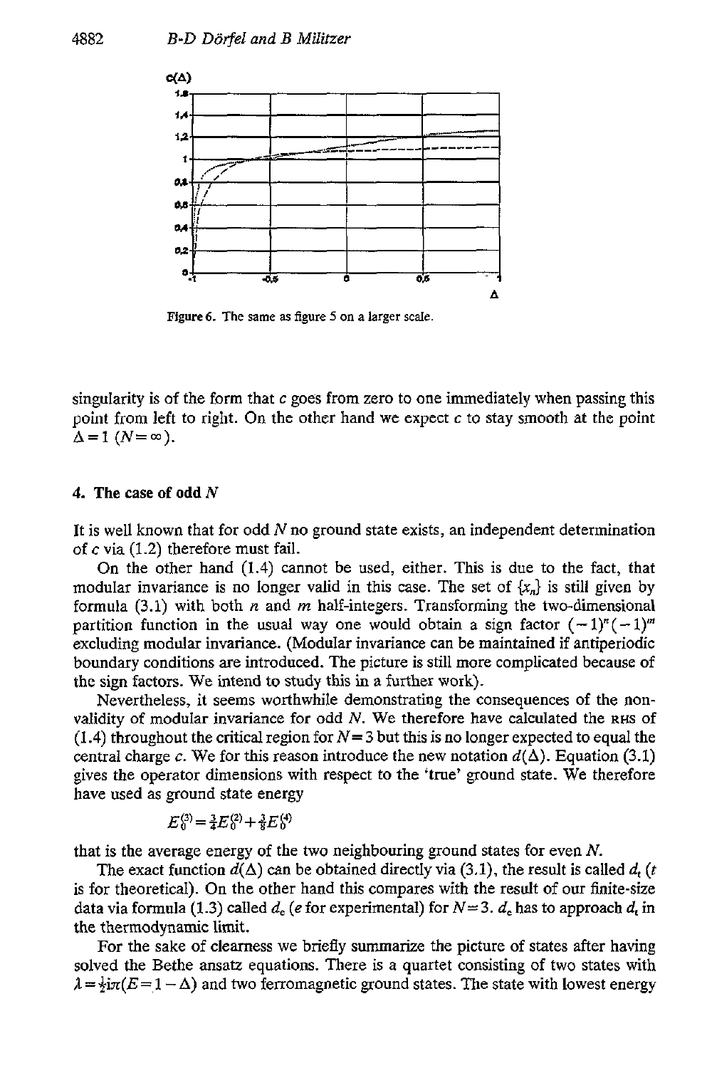Figure 6. The same as figure 5 on a larger scale.

singularity is of the form that $c$ goes from zero to one immediately when passing this point from left to right. On the other hand we expect $c$ to stay smooth at the point $\Delta = 1$ ($N = \infty$).

## 4. The case of odd $N$

It is well known that for odd $N$ no ground state exists, an independent determination of $c$ via (1.2) therefore must fail.

On the other hand (1.4) cannot be used, either. This is due to the fact, that modular invariance is no longer valid in this case. The set of $\{x_n\}$ is still given by formula (3.1) with both $n$ and $m$ half-integers. Transforming the two-dimensional partition function in the usual way one would obtain a sign factor $(-1)^n(-1)^m$ excluding modular invariance. (Modular invariance can be maintained if antiperiodic boundary conditions are introduced. The picture is still more complicated because of the sign factors. We intend to study this in a further work).

Nevertheless, it seems worthwhile demonstrating the consequences of the non-validity of modular invariance for odd $N$. We therefore have calculated the RHS of (1.4) throughout the critical region for $N = 3$ but this is no longer expected to equal the central charge $c$. We for this reason introduce the new notation $d(\Delta)$. Equation (3.1) gives the operator dimensions with respect to the 'true' ground state. We therefore have used as ground state energy

$$E_0^{(3)} = \tfrac{3}{4}E_0^{(2)} + \tfrac{3}{8}E_0^{(4)}$$

that is the average energy of the two neighbouring ground states for even $N$.

The exact function $d(\Delta)$ can be obtained directly via (3.1), the result is called $d_t$ ($t$ is for theoretical). On the other hand this compares with the result of our finite-size data via formula (1.3) called $d_e$ ($e$ for experimental) for $N = 3$. $d_e$ has to approach $d_t$ in the thermodynamic limit.

For the sake of clearness we briefly summarize the picture of states after having solved the Bethe ansatz equations. There is a quartet consisting of two states with $\lambda = \frac{1}{2}i\pi(E = 1 - \Delta)$ and two ferromagnetic ground states. The state with lowest energy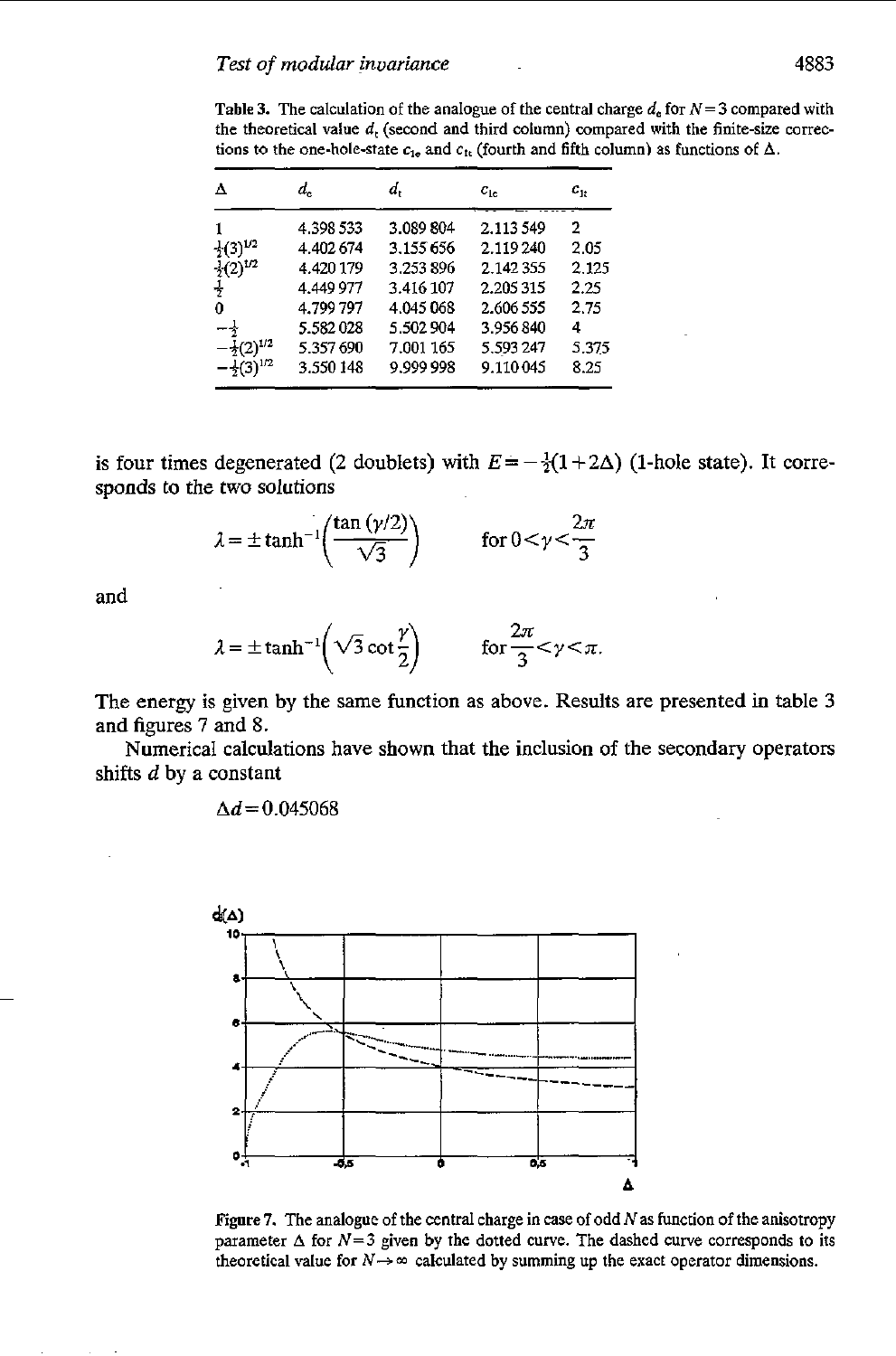**Table 3.** The calculation of the analogue of the central charge $d_e$ for $N=3$ compared with the theoretical value $d_t$ (second and third column) compared with the finite-size corrections to the one-hole-state $c_{1e}$ and $c_{1t}$ (fourth and fifth column) as functions of $\Delta$.

| $\Delta$ | $d_e$ | $d_t$ | $c_{1e}$ | $c_{1t}$ |
|---|---|---|---|---|
| 1 | 4.398 533 | 3.089 804 | 2.113 549 | 2 |
| $\frac{1}{2}(3)^{1/2}$ | 4.402 674 | 3.155 656 | 2.119 240 | 2.05 |
| $\frac{1}{2}(2)^{1/2}$ | 4.420 179 | 3.253 896 | 2.142 355 | 2.125 |
| $\frac{1}{2}$ | 4.449 977 | 3.416 107 | 2.205 315 | 2.25 |
| 0 | 4.799 797 | 4.045 068 | 2.606 555 | 2.75 |
| $-\frac{1}{2}$ | 5.582 028 | 5.502 904 | 3.956 840 | 4 |
| $-\frac{1}{2}(2)^{1/2}$ | 5.357 690 | 7.001 165 | 5.593 247 | 5.375 |
| $-\frac{1}{2}(3)^{1/2}$ | 3.550 148 | 9.999 998 | 9.110 045 | 8.25 |

is four times degenerated (2 doublets) with $E=-\frac{1}{2}(1+2\Delta)$ (1-hole state). It corresponds to the two solutions

$$\lambda = \pm \tanh^{-1}\left(\frac{\tan(\gamma/2)}{\sqrt{3}}\right) \qquad \text{for } 0<\gamma<\frac{2\pi}{3}$$

and

$$\lambda = \pm \tanh^{-1}\left(\sqrt{3}\cot\frac{\gamma}{2}\right) \qquad \text{for } \frac{2\pi}{3}<\gamma<\pi.$$

The energy is given by the same function as above. Results are presented in table 3 and figures 7 and 8.

Numerical calculations have shown that the inclusion of the secondary operators shifts $d$ by a constant

$$\Delta d = 0.045068$$

**Figure 7.** The analogue of the central charge in case of odd $N$ as function of the anisotropy parameter $\Delta$ for $N=3$ given by the dotted curve. The dashed curve corresponds to its theoretical value for $N\to\infty$ calculated by summing up the exact operator dimensions.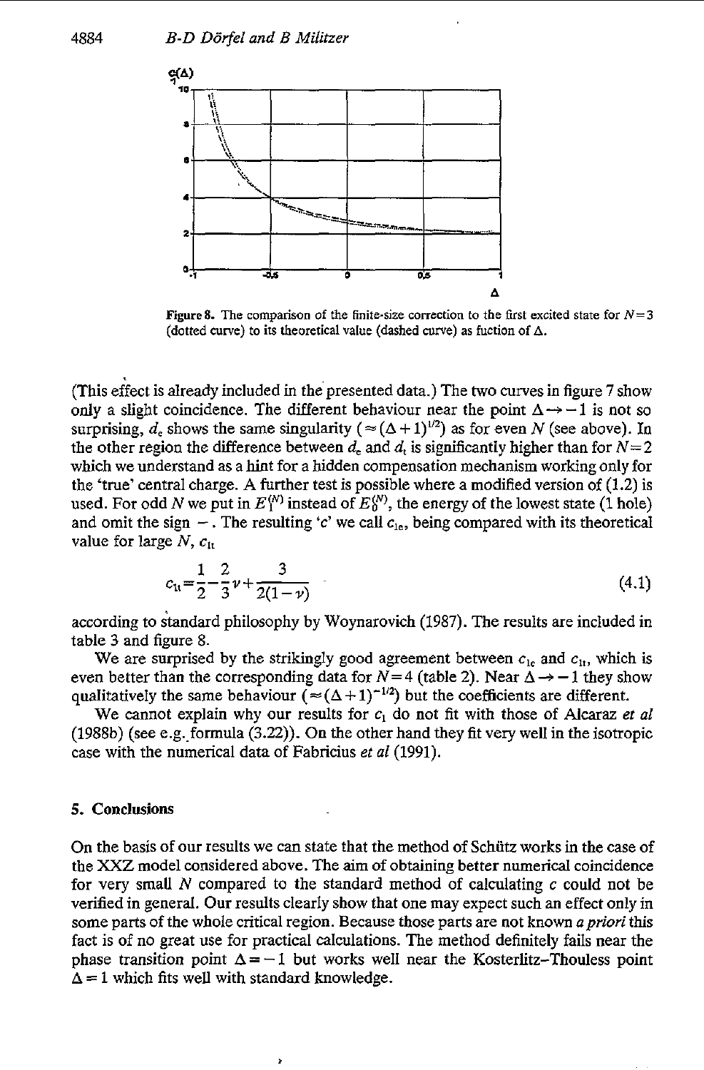**Figure 8.** The comparison of the finite-size correction to the first excited state for $N=3$ (dotted curve) to its theoretical value (dashed curve) as fuction of $\Delta$.

(This effect is already included in the presented data.) The two curves in figure 7 show only a slight coincidence. The different behaviour near the point $\Delta \to -1$ is not so surprising, $d_c$ shows the same singularity ($\approx (\Delta+1)^{1/2}$) as for even $N$ (see above). In the other region the difference between $d_c$ and $d_t$ is significantly higher than for $N=2$ which we understand as a hint for a hidden compensation mechanism working only for the 'true' central charge. A further test is possible where a modified version of (1.2) is used. For odd $N$ we put in $E_1^{(N)}$ instead of $E_0^{(N)}$, the energy of the lowest state (1 hole) and omit the sign $-$. The resulting '$c$' we call $c_{1c}$, being compared with its theoretical value for large $N$, $c_{1t}$

$$c_{1t} = \frac{1}{2} - \frac{2}{3}\nu + \frac{3}{2(1-\nu)} \tag{4.1}$$

according to standard philosophy by Woynarovich (1987). The results are included in table 3 and figure 8.

We are surprised by the strikingly good agreement between $c_{1c}$ and $c_{1t}$, which is even better than the corresponding data for $N=4$ (table 2). Near $\Delta \to -1$ they show qualitatively the same behaviour ($\approx (\Delta+1)^{-1/2}$) but the coefficients are different.

We cannot explain why our results for $c_1$ do not fit with those of Alcaraz *et al* (1988b) (see e.g. formula (3.22)). On the other hand they fit very well in the isotropic case with the numerical data of Fabricius *et al* (1991).

## 5. Conclusions

On the basis of our results we can state that the method of Schütz works in the case of the XXZ model considered above. The aim of obtaining better numerical coincidence for very small $N$ compared to the standard method of calculating $c$ could not be verified in general. Our results clearly show that one may expect such an effect only in some parts of the whole critical region. Because those parts are not known *a priori* this fact is of no great use for practical calculations. The method definitely fails near the phase transition point $\Delta = -1$ but works well near the Kosterlitz–Thouless point $\Delta = 1$ which fits well with standard knowledge.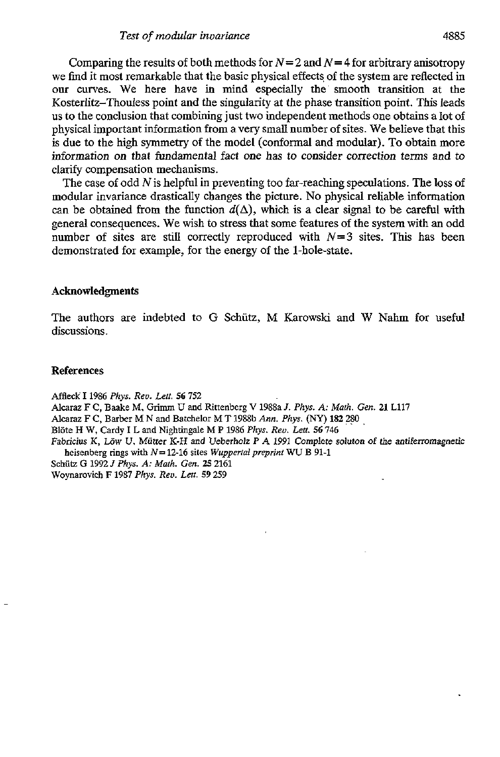Comparing the results of both methods for $N=2$ and $N=4$ for arbitrary anisotropy we find it most remarkable that the basic physical effects of the system are reflected in our curves. We here have in mind especially the smooth transition at the Kosterlitz–Thouless point and the singularity at the phase transition point. This leads us to the conclusion that combining just two independent methods one obtains a lot of physical important information from a very small number of sites. We believe that this is due to the high symmetry of the model (conformal and modular). To obtain more information on that fundamental fact one has to consider correction terms and to clarify compensation mechanisms.

The case of odd $N$ is helpful in preventing too far-reaching speculations. The loss of modular invariance drastically changes the picture. No physical reliable information can be obtained from the function $d(\Delta)$, which is a clear signal to be careful with general consequences. We wish to stress that some features of the system with an odd number of sites are still correctly reproduced with $N=3$ sites. This has been demonstrated for example, for the energy of the 1-hole-state.

## Acknowledgments

The authors are indebted to G Schütz, M Karowski and W Nahm for useful discussions.

## References

Affleck I 1986 *Phys. Rev. Lett.* **56** 752

Alcaraz F C, Baake M, Grimm U and Rittenberg V 1988a *J. Phys. A: Math. Gen.* **21** L117

Alcaraz F C, Barber M N and Batchelor M T 1988b *Ann. Phys.* (NY) **182** 280

Blöte H W, Cardy I L and Nightingale M P 1986 *Phys. Rev. Lett.* **56** 746

Fabricius K, Löw U, Mütter K-H and Ueberholz P A 1991 *Complete soluton of the antiferromagnetic heisenberg rings with $N=12$-16 sites Wuppertal preprint* WU B 91-1

Schütz G 1992 *J Phys. A: Math. Gen.* **25** 2161

Woynarovich F 1987 *Phys. Rev. Lett.* **59** 259